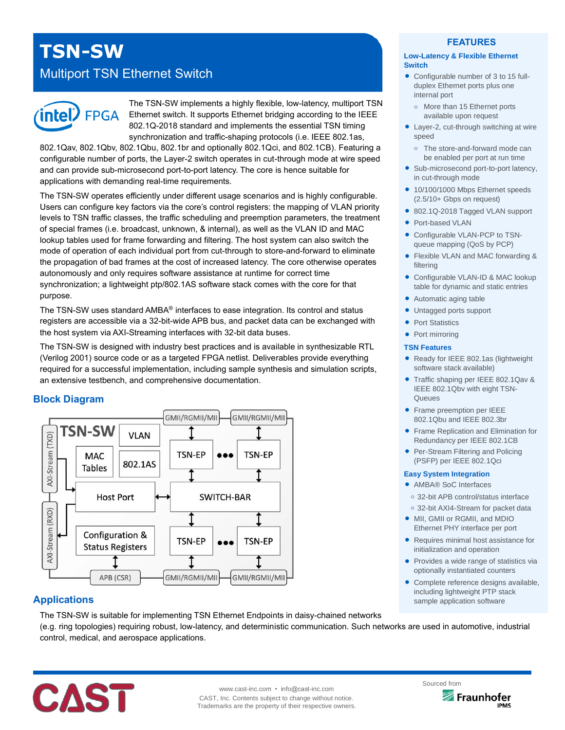# TSN-SW

## Multiport TSN Ethernet Switch

The TSN-SW implements a highly flexible, low-latency, multiport TSN Ethernet switch. It supports Ethernet bridging according to the IEEE 802.1Q-2018 standard and implements the essential TSN timing synchronization and traffic-shaping protocols (i.e. IEEE 802.1as, 802.1Qav, 802.1Qbv, 802.1Qbu, 802.1br and optionally 802.1Qci, and 802.1CB). Featuring a configurable number of ports, the Layer-2 switch operates in cut-through mode at wire speed and can provide sub-microsecond port-to-port latency. The core is hence suitable for applications with demanding real-time requirements.

The TSN-SW operates efficiently under different usage scenarios and is highly configurable. Users can configure key factors via the core's control registers: the mapping of VLAN priority levels to TSN traffic classes, the traffic scheduling and preemption parameters, the treatment of special frames (i.e. broadcast, unknown, & internal), as well as the VLAN ID and MAC lookup tables used for frame forwarding and filtering. The host system can also switch the mode of operation of each individual port from cut-through to store-and-forward to eliminate the propagation of bad frames at the cost of increased latency. The core otherwise operates autonomously and only requires software assistance at runtime for correct time synchronization; a lightweight ptp/802.1AS software stack comes with the core for that purpose.

The TSN-SW uses standard AMBA® interfaces to ease integration. Its control and status registers are accessible via a 32-bit-wide APB bus, and packet data can be exchanged with the host system via AXI-Streaming interfaces with 32-bit data buses.

The TSN-SW is designed with industry best practices and is available in synthesizable RTL (Verilog 2001) source code or as a targeted FPGA netlist. Deliverables provide everything required for a successful implementation, including sample synthesis and simulation scripts, an extensive testbench, and comprehensive documentation.

## Block Diagram

## Applications

The TSN-SW is suitable for implementing TSN Ethernet Endpoints in daisy-chained networks (e.g. ring topologies) requiring robust, low-latency, and deterministic communication. Such networks are used in automotive, industrial control, medical, and aerospace applications.

## FEATURES

### Low-Latency & Flexible Ethernet Switch

- Configurable number of 3 to 15 full-duplex Ethernet ports plus one internal port
  - More than 15 Ethernet ports available upon request
- Layer-2, cut-through switching at wire speed
  - The store-and-forward mode can be enabled per port at run time
- Sub-microsecond port-to-port latency, in cut-through mode
- 10/100/1000 Mbps Ethernet speeds (2.5/10+ Gbps on request)
- 802.1Q-2018 Tagged VLAN support
- Port-based VLAN
- Configurable VLAN-PCP to TSN-queue mapping (QoS by PCP)
- Flexible VLAN and MAC forwarding & filtering
- Configurable VLAN-ID & MAC lookup table for dynamic and static entries
- Automatic aging table
- Untagged ports support
- Port Statistics
- Port mirroring

### TSN Features

- Ready for IEEE 802.1as (lightweight software stack available)
- Traffic shaping per IEEE 802.1Qav & IEEE 802.1Qbv with eight TSN-Queues
- Frame preemption per IEEE 802.1Qbu and IEEE 802.3br
- Frame Replication and Elimination for Redundancy per IEEE 802.1CB
- Per-Stream Filtering and Policing (PSFP) per IEEE 802.1Qci

### Easy System Integration

- AMBA® SoC Interfaces
  - 32-bit APB control/status interface
  - 32-bit AXI4-Stream for packet data
- MII, GMII or RGMII, and MDIO Ethernet PHY interface per port
- Requires minimal host assistance for initialization and operation
- Provides a wide range of statistics via optionally instantiated counters
- Complete reference designs available, including lightweight PTP stack sample application software

www.cast-inc.com • info@cast-inc.com
CAST, Inc. Contents subject to change without notice.
Trademarks are the property of their respective owners.

Sourced from Fraunhofer IPMS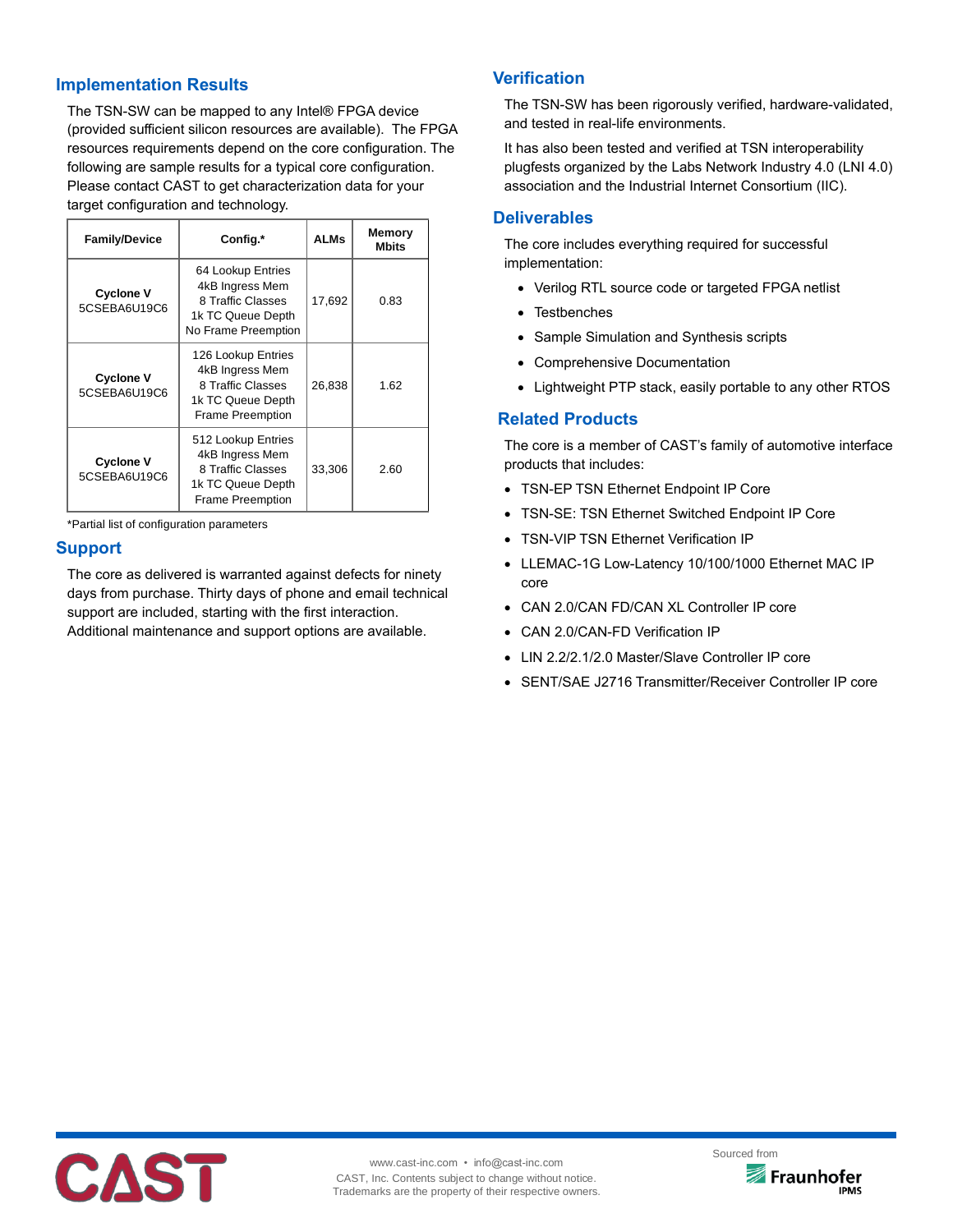## Implementation Results

The TSN-SW can be mapped to any Intel® FPGA device (provided sufficient silicon resources are available). The FPGA resources requirements depend on the core configuration. The following are sample results for a typical core configuration. Please contact CAST to get characterization data for your target configuration and technology.

| Family/Device | Config.* | ALMs | Memory Mbits |
|---|---|---|---|
| **Cyclone V** 5CSEBA6U19C6 | 64 Lookup Entries 4kB Ingress Mem 8 Traffic Classes 1k TC Queue Depth No Frame Preemption | 17,692 | 0.83 |
| **Cyclone V** 5CSEBA6U19C6 | 126 Lookup Entries 4kB Ingress Mem 8 Traffic Classes 1k TC Queue Depth Frame Preemption | 26,838 | 1.62 |
| **Cyclone V** 5CSEBA6U19C6 | 512 Lookup Entries 4kB Ingress Mem 8 Traffic Classes 1k TC Queue Depth Frame Preemption | 33,306 | 2.60 |

*Partial list of configuration parameters

## Support

The core as delivered is warranted against defects for ninety days from purchase. Thirty days of phone and email technical support are included, starting with the first interaction. Additional maintenance and support options are available.

## Verification

The TSN-SW has been rigorously verified, hardware-validated, and tested in real-life environments.

It has also been tested and verified at TSN interoperability plugfests organized by the Labs Network Industry 4.0 (LNI 4.0) association and the Industrial Internet Consortium (IIC).

## Deliverables

The core includes everything required for successful implementation:

- Verilog RTL source code or targeted FPGA netlist
- Testbenches
- Sample Simulation and Synthesis scripts
- Comprehensive Documentation
- Lightweight PTP stack, easily portable to any other RTOS

## Related Products

The core is a member of CAST's family of automotive interface products that includes:

- TSN-EP TSN Ethernet Endpoint IP Core
- TSN-SE: TSN Ethernet Switched Endpoint IP Core
- TSN-VIP TSN Ethernet Verification IP
- LLEMAC-1G Low-Latency 10/100/1000 Ethernet MAC IP core
- CAN 2.0/CAN FD/CAN XL Controller IP core
- CAN 2.0/CAN-FD Verification IP
- LIN 2.2/2.1/2.0 Master/Slave Controller IP core
- SENT/SAE J2716 Transmitter/Receiver Controller IP core

www.cast-inc.com • info@cast-inc.com
CAST, Inc. Contents subject to change without notice.
Trademarks are the property of their respective owners.

Sourced from Fraunhofer IPMS